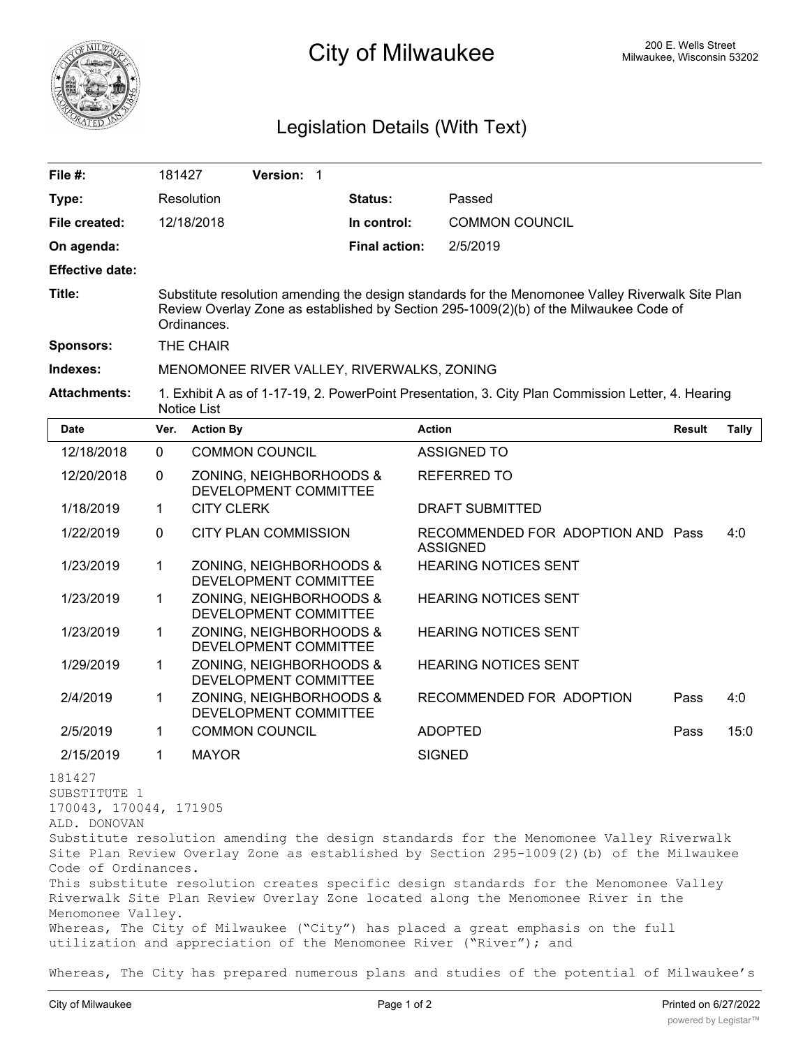# City of Milwaukee

200 E. Wells Street
Milwaukee, Wisconsin 53202

## Legislation Details (With Text)

| | | | | |
|---|---|---|---|---|
| **File #:** | 181427 | **Version:** 1 | | |
| **Type:** | Resolution | | **Status:** | Passed |
| **File created:** | 12/18/2018 | | **In control:** | COMMON COUNCIL |
| **On agenda:** | | | **Final action:** | 2/5/2019 |
| **Effective date:** | | | | |

**Title:** Substitute resolution amending the design standards for the Menomonee Valley Riverwalk Site Plan Review Overlay Zone as established by Section 295-1009(2)(b) of the Milwaukee Code of Ordinances.

**Sponsors:** THE CHAIR

**Indexes:** MENOMONEE RIVER VALLEY, RIVERWALKS, ZONING

**Attachments:** 1. Exhibit A as of 1-17-19, 2. PowerPoint Presentation, 3. City Plan Commission Letter, 4. Hearing Notice List

| Date | Ver. | Action By | Action | Result | Tally |
|---|---|---|---|---|---|
| 12/18/2018 | 0 | COMMON COUNCIL | ASSIGNED TO | | |
| 12/20/2018 | 0 | ZONING, NEIGHBORHOODS & DEVELOPMENT COMMITTEE | REFERRED TO | | |
| 1/18/2019 | 1 | CITY CLERK | DRAFT SUBMITTED | | |
| 1/22/2019 | 0 | CITY PLAN COMMISSION | RECOMMENDED FOR ADOPTION AND ASSIGNED | Pass | 4:0 |
| 1/23/2019 | 1 | ZONING, NEIGHBORHOODS & DEVELOPMENT COMMITTEE | HEARING NOTICES SENT | | |
| 1/23/2019 | 1 | ZONING, NEIGHBORHOODS & DEVELOPMENT COMMITTEE | HEARING NOTICES SENT | | |
| 1/23/2019 | 1 | ZONING, NEIGHBORHOODS & DEVELOPMENT COMMITTEE | HEARING NOTICES SENT | | |
| 1/29/2019 | 1 | ZONING, NEIGHBORHOODS & DEVELOPMENT COMMITTEE | HEARING NOTICES SENT | | |
| 2/4/2019 | 1 | ZONING, NEIGHBORHOODS & DEVELOPMENT COMMITTEE | RECOMMENDED FOR ADOPTION | Pass | 4:0 |
| 2/5/2019 | 1 | COMMON COUNCIL | ADOPTED | Pass | 15:0 |
| 2/15/2019 | 1 | MAYOR | SIGNED | | |

181427
SUBSTITUTE 1
170043, 170044, 171905
ALD. DONOVAN
Substitute resolution amending the design standards for the Menomonee Valley Riverwalk Site Plan Review Overlay Zone as established by Section 295-1009(2)(b) of the Milwaukee Code of Ordinances.
This substitute resolution creates specific design standards for the Menomonee Valley Riverwalk Site Plan Review Overlay Zone located along the Menomonee River in the Menomonee Valley.
Whereas, The City of Milwaukee ("City") has placed a great emphasis on the full utilization and appreciation of the Menomonee River ("River"); and

Whereas, The City has prepared numerous plans and studies of the potential of Milwaukee's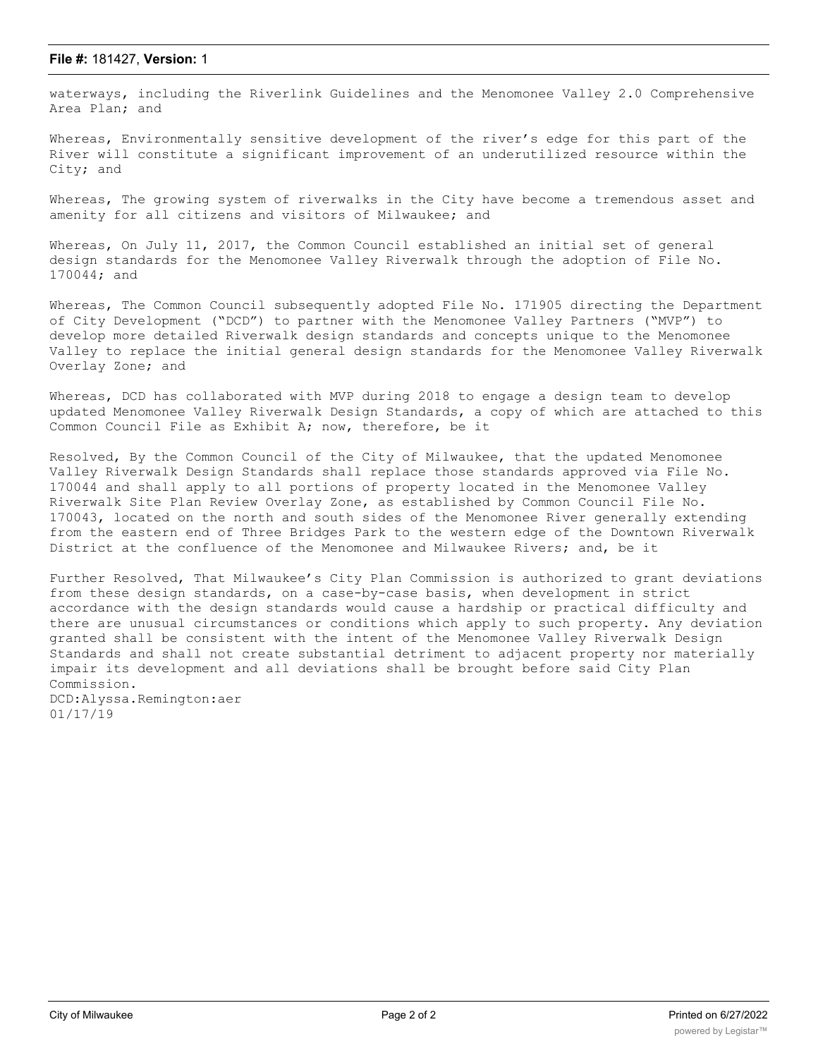waterways, including the Riverlink Guidelines and the Menomonee Valley 2.0 Comprehensive Area Plan; and

Whereas, Environmentally sensitive development of the river's edge for this part of the River will constitute a significant improvement of an underutilized resource within the City; and

Whereas, The growing system of riverwalks in the City have become a tremendous asset and amenity for all citizens and visitors of Milwaukee; and

Whereas, On July 11, 2017, the Common Council established an initial set of general design standards for the Menomonee Valley Riverwalk through the adoption of File No. 170044; and

Whereas, The Common Council subsequently adopted File No. 171905 directing the Department of City Development ("DCD") to partner with the Menomonee Valley Partners ("MVP") to develop more detailed Riverwalk design standards and concepts unique to the Menomonee Valley to replace the initial general design standards for the Menomonee Valley Riverwalk Overlay Zone; and

Whereas, DCD has collaborated with MVP during 2018 to engage a design team to develop updated Menomonee Valley Riverwalk Design Standards, a copy of which are attached to this Common Council File as Exhibit A; now, therefore, be it

Resolved, By the Common Council of the City of Milwaukee, that the updated Menomonee Valley Riverwalk Design Standards shall replace those standards approved via File No. 170044 and shall apply to all portions of property located in the Menomonee Valley Riverwalk Site Plan Review Overlay Zone, as established by Common Council File No. 170043, located on the north and south sides of the Menomonee River generally extending from the eastern end of Three Bridges Park to the western edge of the Downtown Riverwalk District at the confluence of the Menomonee and Milwaukee Rivers; and, be it

Further Resolved, That Milwaukee's City Plan Commission is authorized to grant deviations from these design standards, on a case-by-case basis, when development in strict accordance with the design standards would cause a hardship or practical difficulty and there are unusual circumstances or conditions which apply to such property. Any deviation granted shall be consistent with the intent of the Menomonee Valley Riverwalk Design Standards and shall not create substantial detriment to adjacent property nor materially impair its development and all deviations shall be brought before said City Plan Commission.

DCD:Alyssa.Remington:aer
01/17/19